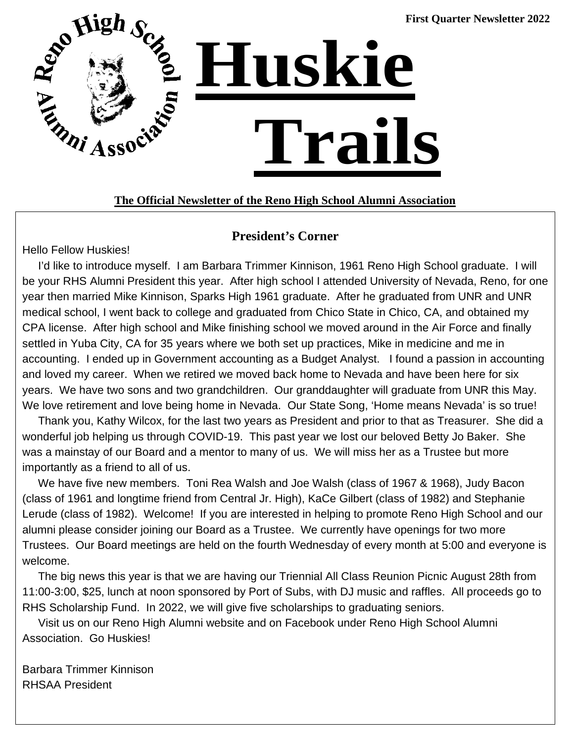First Quarter Newsletter 2022

# Huskie Trails

**The Official Newsletter of the Reno High School Alumni Association**

## President's Corner

Hello Fellow Huskies!

I'd like to introduce myself. I am Barbara Trimmer Kinnison, 1961 Reno High School graduate. I will be your RHS Alumni President this year. After high school I attended University of Nevada, Reno, for one year then married Mike Kinnison, Sparks High 1961 graduate. After he graduated from UNR and UNR medical school, I went back to college and graduated from Chico State in Chico, CA, and obtained my CPA license. After high school and Mike finishing school we moved around in the Air Force and finally settled in Yuba City, CA for 35 years where we both set up practices, Mike in medicine and me in accounting. I ended up in Government accounting as a Budget Analyst. I found a passion in accounting and loved my career. When we retired we moved back home to Nevada and have been here for six years. We have two sons and two grandchildren. Our granddaughter will graduate from UNR this May. We love retirement and love being home in Nevada. Our State Song, 'Home means Nevada' is so true!

Thank you, Kathy Wilcox, for the last two years as President and prior to that as Treasurer. She did a wonderful job helping us through COVID-19. This past year we lost our beloved Betty Jo Baker. She was a mainstay of our Board and a mentor to many of us. We will miss her as a Trustee but more importantly as a friend to all of us.

We have five new members. Toni Rea Walsh and Joe Walsh (class of 1967 & 1968), Judy Bacon (class of 1961 and longtime friend from Central Jr. High), KaCe Gilbert (class of 1982) and Stephanie Lerude (class of 1982). Welcome! If you are interested in helping to promote Reno High School and our alumni please consider joining our Board as a Trustee. We currently have openings for two more Trustees. Our Board meetings are held on the fourth Wednesday of every month at 5:00 and everyone is welcome.

The big news this year is that we are having our Triennial All Class Reunion Picnic August 28th from 11:00-3:00, $25, lunch at noon sponsored by Port of Subs, with DJ music and raffles. All proceeds go to RHS Scholarship Fund. In 2022, we will give five scholarships to graduating seniors.

Visit us on our Reno High Alumni website and on Facebook under Reno High School Alumni Association. Go Huskies!

Barbara Trimmer Kinnison
RHSAA President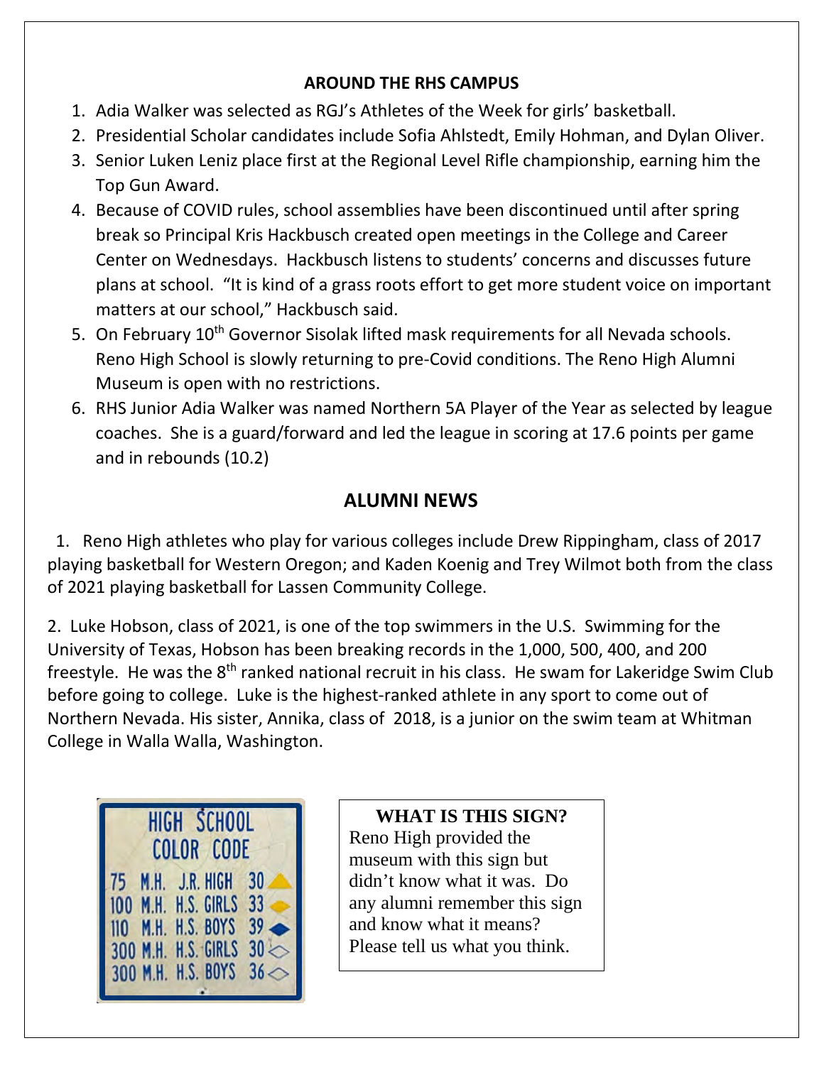## AROUND THE RHS CAMPUS

1. Adia Walker was selected as RGJ's Athletes of the Week for girls' basketball.
2. Presidential Scholar candidates include Sofia Ahlstedt, Emily Hohman, and Dylan Oliver.
3. Senior Luken Leniz place first at the Regional Level Rifle championship, earning him the Top Gun Award.
4. Because of COVID rules, school assemblies have been discontinued until after spring break so Principal Kris Hackbusch created open meetings in the College and Career Center on Wednesdays. Hackbusch listens to students' concerns and discusses future plans at school. "It is kind of a grass roots effort to get more student voice on important matters at our school," Hackbusch said.
5. On February 10th Governor Sisolak lifted mask requirements for all Nevada schools. Reno High School is slowly returning to pre-Covid conditions. The Reno High Alumni Museum is open with no restrictions.
6. RHS Junior Adia Walker was named Northern 5A Player of the Year as selected by league coaches. She is a guard/forward and led the league in scoring at 17.6 points per game and in rebounds (10.2)

## ALUMNI NEWS

1. Reno High athletes who play for various colleges include Drew Rippingham, class of 2017 playing basketball for Western Oregon; and Kaden Koenig and Trey Wilmot both from the class of 2021 playing basketball for Lassen Community College.

2. Luke Hobson, class of 2021, is one of the top swimmers in the U.S. Swimming for the University of Texas, Hobson has been breaking records in the 1,000, 500, 400, and 200 freestyle. He was the 8th ranked national recruit in his class. He swam for Lakeridge Swim Club before going to college. Luke is the highest-ranked athlete in any sport to come out of Northern Nevada. His sister, Annika, class of 2018, is a junior on the swim team at Whitman College in Walla Walla, Washington.

**HIGH SCHOOL COLOR CODE**

75 M.H. J.R. HIGH 30
100 M.H. H.S. GIRLS 33
110 M.H. H.S. BOYS 39
300 M.H. H.S. GIRLS 30
300 M.H. H.S. BOYS 36

**WHAT IS THIS SIGN?**

Reno High provided the museum with this sign but didn't know what it was. Do any alumni remember this sign and know what it means? Please tell us what you think.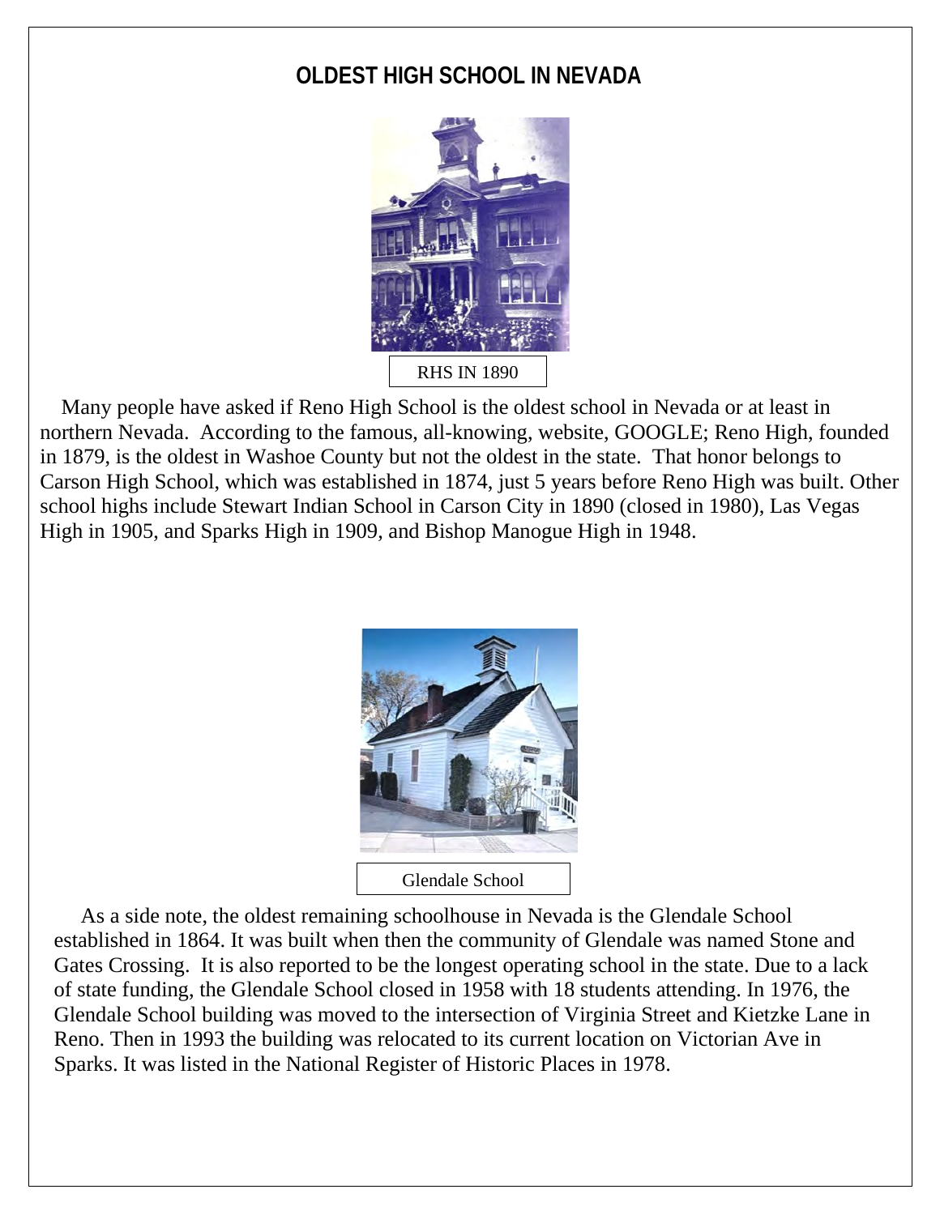## OLDEST HIGH SCHOOL IN NEVADA

RHS IN 1890

Many people have asked if Reno High School is the oldest school in Nevada or at least in northern Nevada. According to the famous, all-knowing, website, GOOGLE; Reno High, founded in 1879, is the oldest in Washoe County but not the oldest in the state. That honor belongs to Carson High School, which was established in 1874, just 5 years before Reno High was built. Other school highs include Stewart Indian School in Carson City in 1890 (closed in 1980), Las Vegas High in 1905, and Sparks High in 1909, and Bishop Manogue High in 1948.

Glendale School

As a side note, the oldest remaining schoolhouse in Nevada is the Glendale School established in 1864. It was built when then the community of Glendale was named Stone and Gates Crossing. It is also reported to be the longest operating school in the state. Due to a lack of state funding, the Glendale School closed in 1958 with 18 students attending. In 1976, the Glendale School building was moved to the intersection of Virginia Street and Kietzke Lane in Reno. Then in 1993 the building was relocated to its current location on Victorian Ave in Sparks. It was listed in the National Register of Historic Places in 1978.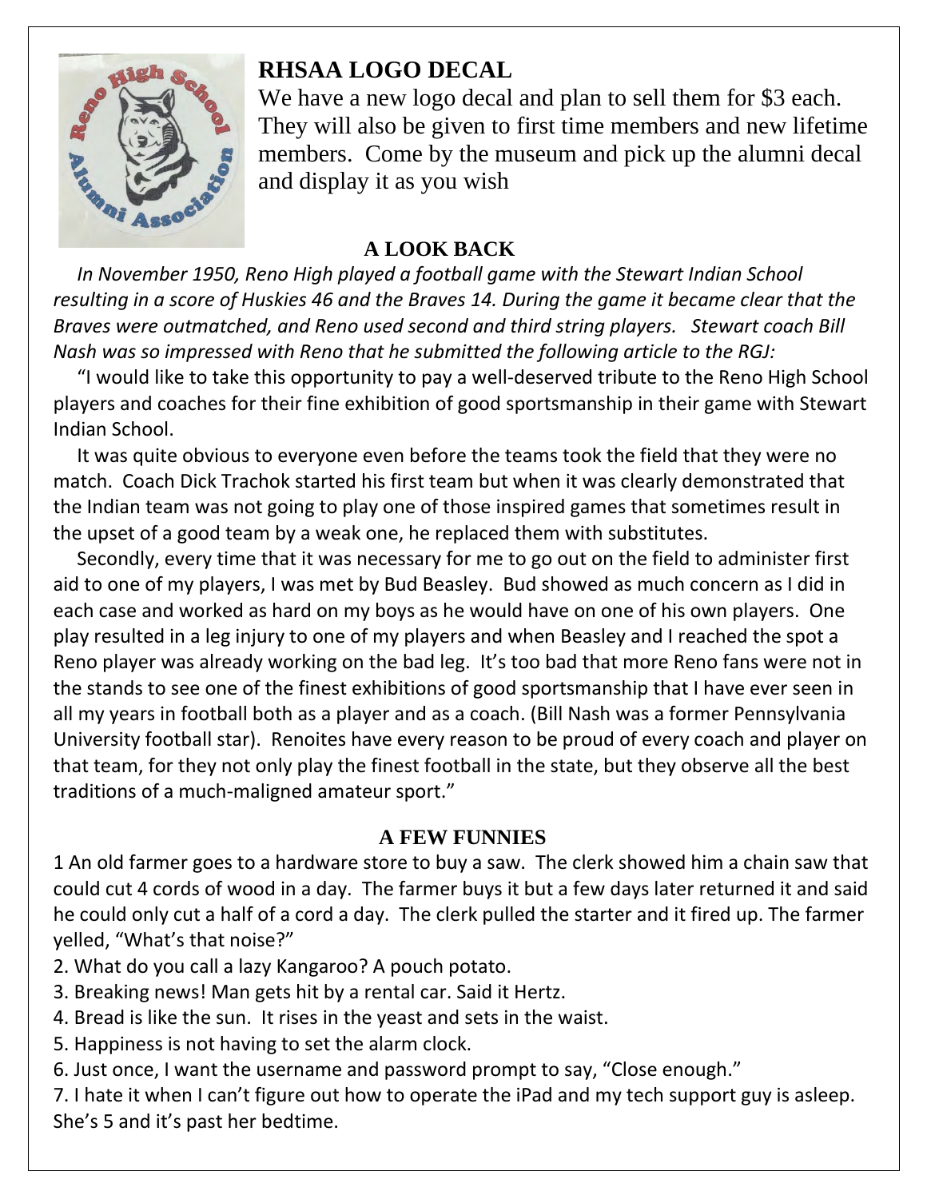## RHSAA LOGO DECAL

We have a new logo decal and plan to sell them for $3 each. They will also be given to first time members and new lifetime members. Come by the museum and pick up the alumni decal and display it as you wish

### A LOOK BACK

*In November 1950, Reno High played a football game with the Stewart Indian School resulting in a score of Huskies 46 and the Braves 14. During the game it became clear that the Braves were outmatched, and Reno used second and third string players. Stewart coach Bill Nash was so impressed with Reno that he submitted the following article to the RGJ:*

"I would like to take this opportunity to pay a well-deserved tribute to the Reno High School players and coaches for their fine exhibition of good sportsmanship in their game with Stewart Indian School.

It was quite obvious to everyone even before the teams took the field that they were no match. Coach Dick Trachok started his first team but when it was clearly demonstrated that the Indian team was not going to play one of those inspired games that sometimes result in the upset of a good team by a weak one, he replaced them with substitutes.

Secondly, every time that it was necessary for me to go out on the field to administer first aid to one of my players, I was met by Bud Beasley. Bud showed as much concern as I did in each case and worked as hard on my boys as he would have on one of his own players. One play resulted in a leg injury to one of my players and when Beasley and I reached the spot a Reno player was already working on the bad leg. It's too bad that more Reno fans were not in the stands to see one of the finest exhibitions of good sportsmanship that I have ever seen in all my years in football both as a player and as a coach. (Bill Nash was a former Pennsylvania University football star). Renoites have every reason to be proud of every coach and player on that team, for they not only play the finest football in the state, but they observe all the best traditions of a much-maligned amateur sport."

### A FEW FUNNIES

1 An old farmer goes to a hardware store to buy a saw. The clerk showed him a chain saw that could cut 4 cords of wood in a day. The farmer buys it but a few days later returned it and said he could only cut a half of a cord a day. The clerk pulled the starter and it fired up. The farmer yelled, "What's that noise?"

2. What do you call a lazy Kangaroo? A pouch potato.

3. Breaking news! Man gets hit by a rental car. Said it Hertz.

4. Bread is like the sun. It rises in the yeast and sets in the waist.

5. Happiness is not having to set the alarm clock.

6. Just once, I want the username and password prompt to say, "Close enough."

7. I hate it when I can't figure out how to operate the iPad and my tech support guy is asleep. She's 5 and it's past her bedtime.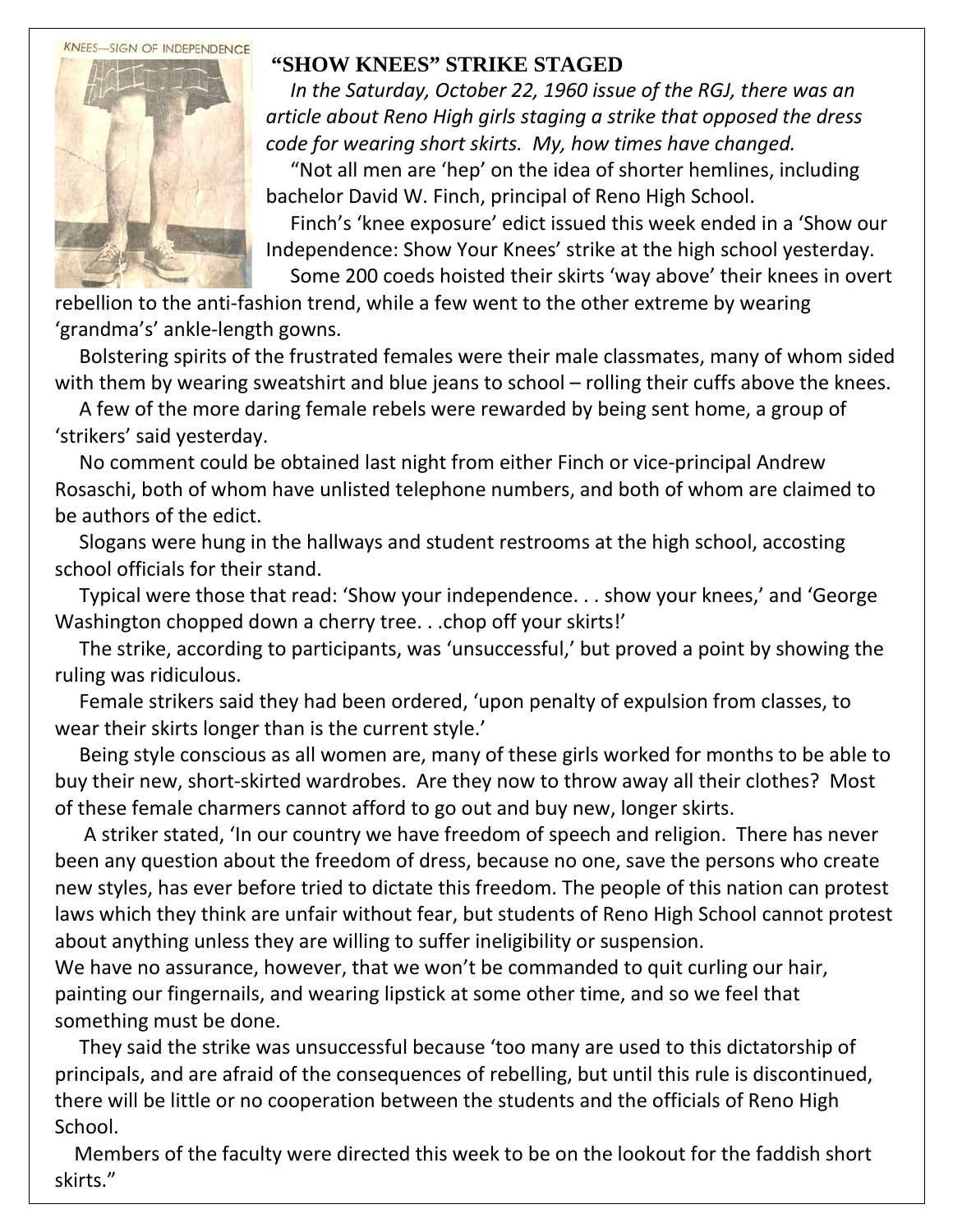KNEES—SIGN OF INDEPENDENCE

## "SHOW KNEES" STRIKE STAGED

*In the Saturday, October 22, 1960 issue of the RGJ, there was an article about Reno High girls staging a strike that opposed the dress code for wearing short skirts. My, how times have changed.*

"Not all men are 'hep' on the idea of shorter hemlines, including bachelor David W. Finch, principal of Reno High School.

Finch's 'knee exposure' edict issued this week ended in a 'Show our Independence: Show Your Knees' strike at the high school yesterday.

Some 200 coeds hoisted their skirts 'way above' their knees in overt rebellion to the anti-fashion trend, while a few went to the other extreme by wearing 'grandma's' ankle-length gowns.

Bolstering spirits of the frustrated females were their male classmates, many of whom sided with them by wearing sweatshirt and blue jeans to school – rolling their cuffs above the knees.

A few of the more daring female rebels were rewarded by being sent home, a group of 'strikers' said yesterday.

No comment could be obtained last night from either Finch or vice-principal Andrew Rosaschi, both of whom have unlisted telephone numbers, and both of whom are claimed to be authors of the edict.

Slogans were hung in the hallways and student restrooms at the high school, accosting school officials for their stand.

Typical were those that read: 'Show your independence. . . show your knees,' and 'George Washington chopped down a cherry tree. . .chop off your skirts!'

The strike, according to participants, was 'unsuccessful,' but proved a point by showing the ruling was ridiculous.

Female strikers said they had been ordered, 'upon penalty of expulsion from classes, to wear their skirts longer than is the current style.'

Being style conscious as all women are, many of these girls worked for months to be able to buy their new, short-skirted wardrobes. Are they now to throw away all their clothes? Most of these female charmers cannot afford to go out and buy new, longer skirts.

A striker stated, 'In our country we have freedom of speech and religion. There has never been any question about the freedom of dress, because no one, save the persons who create new styles, has ever before tried to dictate this freedom. The people of this nation can protest laws which they think are unfair without fear, but students of Reno High School cannot protest about anything unless they are willing to suffer ineligibility or suspension.

We have no assurance, however, that we won't be commanded to quit curling our hair, painting our fingernails, and wearing lipstick at some other time, and so we feel that something must be done.

They said the strike was unsuccessful because 'too many are used to this dictatorship of principals, and are afraid of the consequences of rebelling, but until this rule is discontinued, there will be little or no cooperation between the students and the officials of Reno High School.

Members of the faculty were directed this week to be on the lookout for the faddish short skirts."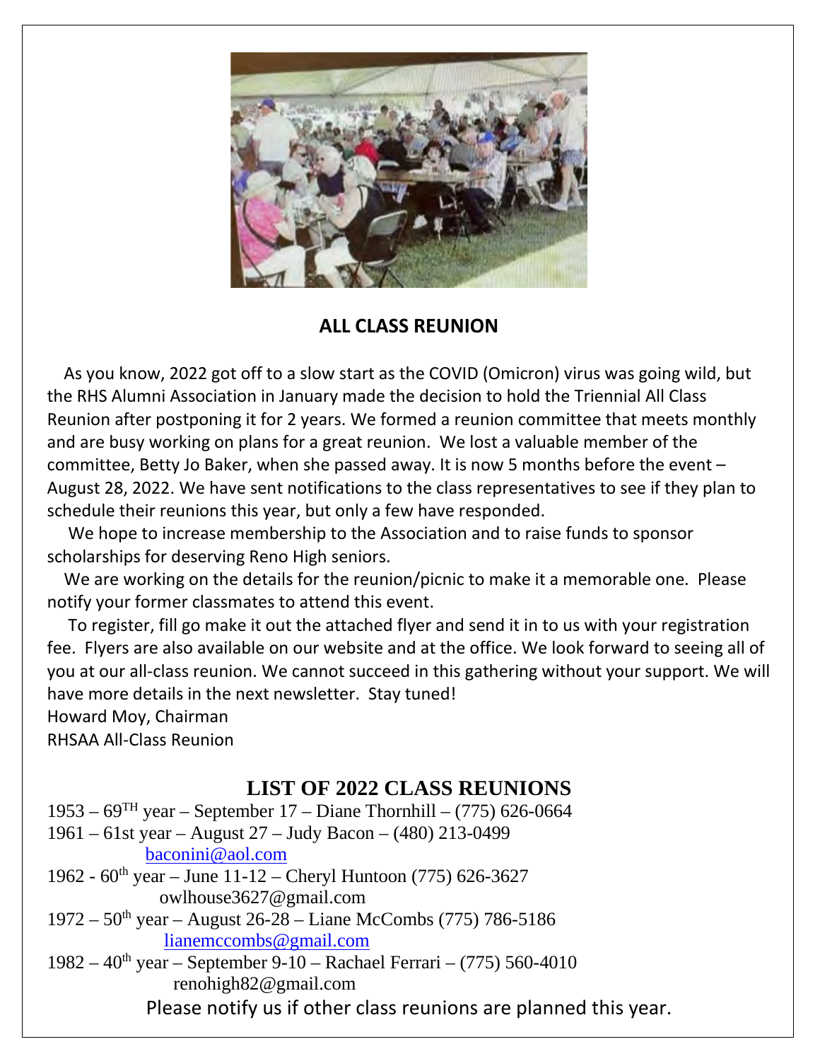## ALL CLASS REUNION

As you know, 2022 got off to a slow start as the COVID (Omicron) virus was going wild, but the RHS Alumni Association in January made the decision to hold the Triennial All Class Reunion after postponing it for 2 years. We formed a reunion committee that meets monthly and are busy working on plans for a great reunion. We lost a valuable member of the committee, Betty Jo Baker, when she passed away. It is now 5 months before the event – August 28, 2022. We have sent notifications to the class representatives to see if they plan to schedule their reunions this year, but only a few have responded.

We hope to increase membership to the Association and to raise funds to sponsor scholarships for deserving Reno High seniors.

We are working on the details for the reunion/picnic to make it a memorable one. Please notify your former classmates to attend this event.

To register, fill go make it out the attached flyer and send it in to us with your registration fee. Flyers are also available on our website and at the office. We look forward to seeing all of you at our all-class reunion. We cannot succeed in this gathering without your support. We will have more details in the next newsletter. Stay tuned!

Howard Moy, Chairman
RHSAA All-Class Reunion

## LIST OF 2022 CLASS REUNIONS

1953 – 69TH year – September 17 – Diane Thornhill – (775) 626-0664
1961 – 61st year – August 27 – Judy Bacon – (480) 213-0499
baconini@aol.com
1962 - 60th year – June 11-12 – Cheryl Huntoon (775) 626-3627
owlhouse3627@gmail.com
1972 – 50th year – August 26-28 – Liane McCombs (775) 786-5186
lianemccombs@gmail.com
1982 – 40th year – September 9-10 – Rachael Ferrari – (775) 560-4010
renohigh82@gmail.com

Please notify us if other class reunions are planned this year.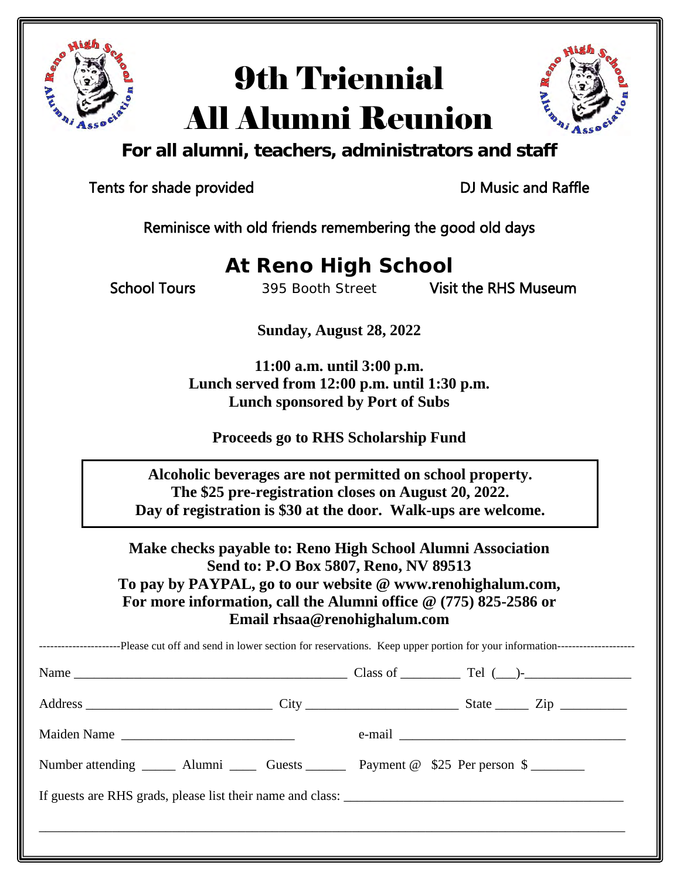# 9th Triennial All Alumni Reunion

**For all alumni, teachers, administrators and staff**

Tents for shade provided

DJ Music and Raffle

Reminisce with old friends remembering the good old days

## At Reno High School

School Tours

395 Booth Street

Visit the RHS Museum

**Sunday, August 28, 2022**

**11:00 a.m. until 3:00 p.m.**
**Lunch served from 12:00 p.m. until 1:30 p.m.**
**Lunch sponsored by Port of Subs**

**Proceeds go to RHS Scholarship Fund**

**Alcoholic beverages are not permitted on school property.**
**The $25 pre-registration closes on August 20, 2022.**
**Day of registration is $30 at the door. Walk-ups are welcome.**

**Make checks payable to: Reno High School Alumni Association**
**Send to: P.O Box 5807, Reno, NV 89513**
**To pay by PAYPAL, go to our website @ www.renohighalum.com,**
**For more information, call the Alumni office @ (775) 825-2586 or**
**Email rhsaa@renohighalum.com**

---------------------Please cut off and send in lower section for reservations. Keep upper portion for your information--------------------

Name ________________________________________ Class of _________ Tel (___)-________________

Address ___________________________ City _______________________ State _____ Zip __________

Maiden Name _________________________ e-mail __________________________________

Number attending _____ Alumni ____ Guests ______ Payment @ $25 Per person $ ________

If guests are RHS grads, please list their name and class: ______________________________________

_____________________________________________________________________________________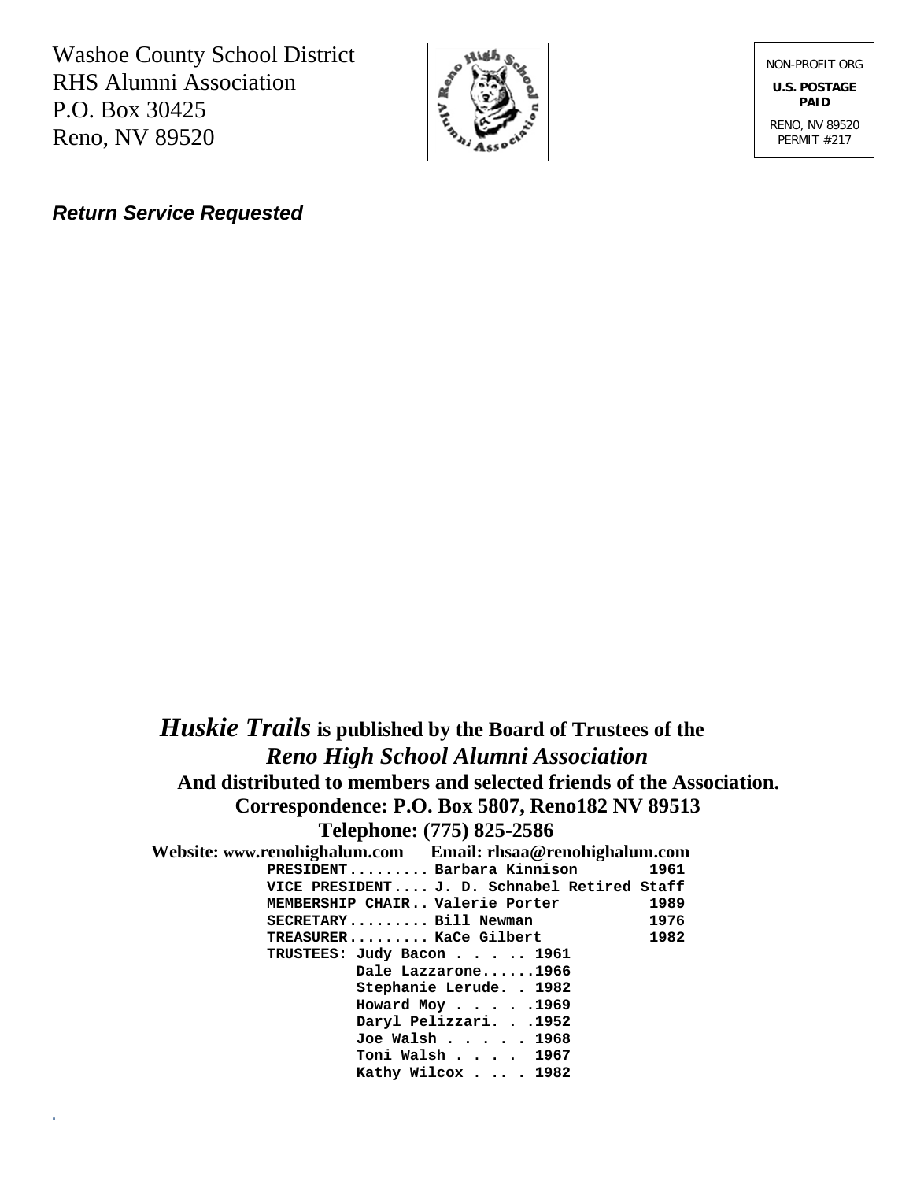Washoe County School District
RHS Alumni Association
P.O. Box 30425
Reno, NV 89520

NON-PROFIT ORG
**U.S. POSTAGE PAID**
RENO, NV 89520
PERMIT #217

***Return Service Requested***

***Huskie Trails*** **is published by the Board of Trustees of the**
***Reno High School Alumni Association***
**And distributed to members and selected friends of the Association.**
**Correspondence: P.O. Box 5807, Reno182 NV 89513**
**Telephone: (775) 825-2586**
**Website: www.renohighalum.com Email: rhsaa@renohighalum.com**

**PRESIDENT......... Barbara Kinnison 1961**
**VICE PRESIDENT.... J. D. Schnabel Retired Staff**
**MEMBERSHIP CHAIR.. Valerie Porter 1989**
**SECRETARY......... Bill Newman 1976**
**TREASURER......... KaCe Gilbert 1982**
**TRUSTEES: Judy Bacon . . . . .. 1961**
**Dale Lazzarone......1966**
**Stephanie Lerude. . 1982**
**Howard Moy . . . . .1969**
**Daryl Pelizzari. . .1952**
**Joe Walsh . . . . . 1968**
**Toni Walsh . . . . 1967**
**Kathy Wilcox . .. . 1982**